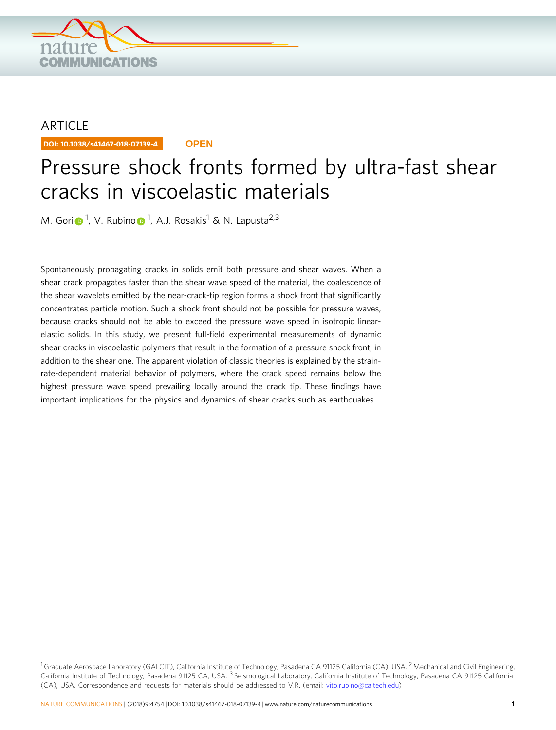ARTICLE

DOI: 10.1038/s41467-018-07139-4 **OPEN**

# Pressure shock fronts formed by ultra-fast shear cracks in viscoelastic materials

M. Gori[1], V. Rubino[1], A.J. Rosakis[1] & N. Lapusta[2,3]

Spontaneously propagating cracks in solids emit both pressure and shear waves. When a shear crack propagates faster than the shear wave speed of the material, the coalescence of the shear wavelets emitted by the near-crack-tip region forms a shock front that significantly concentrates particle motion. Such a shock front should not be possible for pressure waves, because cracks should not be able to exceed the pressure wave speed in isotropic linear-elastic solids. In this study, we present full-field experimental measurements of dynamic shear cracks in viscoelastic polymers that result in the formation of a pressure shock front, in addition to the shear one. The apparent violation of classic theories is explained by the strain-rate-dependent material behavior of polymers, where the crack speed remains below the highest pressure wave speed prevailing locally around the crack tip. These findings have important implications for the physics and dynamics of shear cracks such as earthquakes.

[1] Graduate Aerospace Laboratory (GALCIT), California Institute of Technology, Pasadena CA 91125 California (CA), USA. [2] Mechanical and Civil Engineering, California Institute of Technology, Pasadena 91125 CA, USA. [3] Seismological Laboratory, California Institute of Technology, Pasadena CA 91125 California (CA), USA. Correspondence and requests for materials should be addressed to V.R. (email: vito.rubino@caltech.edu)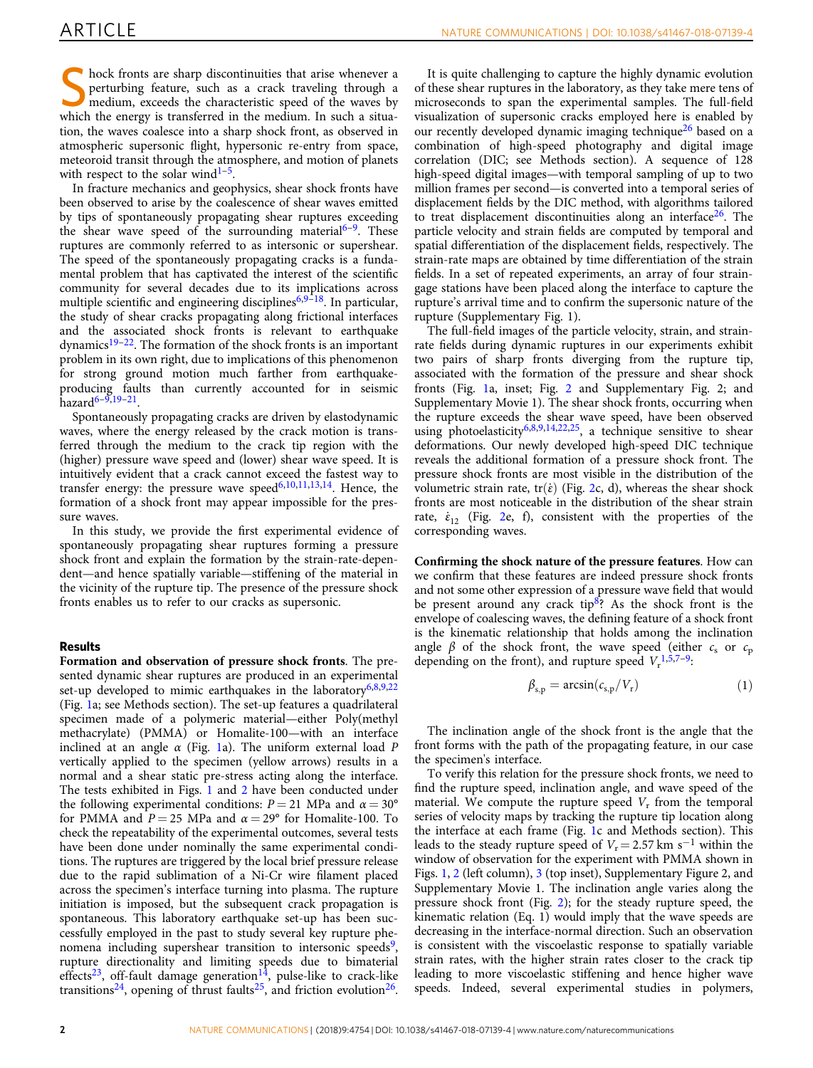Shock fronts are sharp discontinuities that arise whenever a perturbing feature, such as a crack traveling through a medium, exceeds the characteristic speed of the waves by which the energy is transferred in the medium. In such a situation, the waves coalesce into a sharp shock front, as observed in atmospheric supersonic flight, hypersonic re-entry from space, meteoroid transit through the atmosphere, and motion of planets with respect to the solar wind[1–5].

In fracture mechanics and geophysics, shear shock fronts have been observed to arise by the coalescence of shear waves emitted by tips of spontaneously propagating shear ruptures exceeding the shear wave speed of the surrounding material[6–9]. These ruptures are commonly referred to as intersonic or supershear. The speed of the spontaneously propagating cracks is a fundamental problem that has captivated the interest of the scientific community for several decades due to its implications across multiple scientific and engineering disciplines[6,9–18]. In particular, the study of shear cracks propagating along frictional interfaces and the associated shock fronts is relevant to earthquake dynamics[19–22]. The formation of the shock fronts is an important problem in its own right, due to implications of this phenomenon for strong ground motion much farther from earthquake-producing faults than currently accounted for in seismic hazard[6–9,19–21].

Spontaneously propagating cracks are driven by elastodynamic waves, where the energy released by the crack motion is transferred through the medium to the crack tip region with the (higher) pressure wave speed and (lower) shear wave speed. It is intuitively evident that a crack cannot exceed the fastest way to transfer energy: the pressure wave speed[6,10,11,13,14]. Hence, the formation of a shock front may appear impossible for the pressure waves.

In this study, we provide the first experimental evidence of spontaneously propagating shear ruptures forming a pressure shock front and explain the formation by the strain-rate-dependent—and hence spatially variable—stiffening of the material in the vicinity of the rupture tip. The presence of the pressure shock fronts enables us to refer to our cracks as supersonic.

## Results

**Formation and observation of pressure shock fronts**. The presented dynamic shear ruptures are produced in an experimental set-up developed to mimic earthquakes in the laboratory[6,8,9,22] (Fig. 1a; see Methods section). The set-up features a quadrilateral specimen made of a polymeric material—either Poly(methyl methacrylate) (PMMA) or Homalite-100—with an interface inclined at an angle $\alpha$ (Fig. 1a). The uniform external load $P$ vertically applied to the specimen (yellow arrows) results in a normal and a shear static pre-stress acting along the interface. The tests exhibited in Figs. 1 and 2 have been conducted under the following experimental conditions: $P = 21$ MPa and $\alpha = 30°$ for PMMA and $P = 25$ MPa and $\alpha = 29°$ for Homalite-100. To check the repeatability of the experimental outcomes, several tests have been done under nominally the same experimental conditions. The ruptures are triggered by the local brief pressure release due to the rapid sublimation of a Ni-Cr wire filament placed across the specimen's interface turning into plasma. The rupture initiation is imposed, but the subsequent crack propagation is spontaneous. This laboratory earthquake set-up has been successfully employed in the past to study several key rupture phenomena including supershear transition to intersonic speeds[9], rupture directionality and limiting speeds due to bimaterial effects[23], off-fault damage generation[14], pulse-like to crack-like transitions[24], opening of thrust faults[25], and friction evolution[26].

It is quite challenging to capture the highly dynamic evolution of these shear ruptures in the laboratory, as they take mere tens of microseconds to span the experimental samples. The full-field visualization of supersonic cracks employed here is enabled by our recently developed dynamic imaging technique[26] based on a combination of high-speed photography and digital image correlation (DIC; see Methods section). A sequence of 128 high-speed digital images—with temporal sampling of up to two million frames per second—is converted into a temporal series of displacement fields by the DIC method, with algorithms tailored to treat displacement discontinuities along an interface[26]. The particle velocity and strain fields are computed by temporal and spatial differentiation of the displacement fields, respectively. The strain-rate maps are obtained by time differentiation of the strain fields. In a set of repeated experiments, an array of four strain-gage stations have been placed along the interface to capture the rupture's arrival time and to confirm the supersonic nature of the rupture (Supplementary Fig. 1).

The full-field images of the particle velocity, strain, and strain-rate fields during dynamic ruptures in our experiments exhibit two pairs of sharp fronts diverging from the rupture tip, associated with the formation of the pressure and shear shock fronts (Fig. 1a, inset; Fig. 2 and Supplementary Fig. 2; and Supplementary Movie 1). The shear shock fronts, occurring when the rupture exceeds the shear wave speed, have been observed using photoelasticity[6,8,9,14,22,25], a technique sensitive to shear deformations. Our newly developed high-speed DIC technique reveals the additional formation of a pressure shock front. The pressure shock fronts are most visible in the distribution of the volumetric strain rate, $\mathrm{tr}(\dot{\varepsilon})$ (Fig. 2c, d), whereas the shear shock fronts are most noticeable in the distribution of the shear strain rate, $\dot{\varepsilon}_{12}$ (Fig. 2e, f), consistent with the properties of the corresponding waves.

**Confirming the shock nature of the pressure features**. How can we confirm that these features are indeed pressure shock fronts and not some other expression of a pressure wave field that would be present around any crack tip[8]? As the shock front is the envelope of coalescing waves, the defining feature of a shock front is the kinematic relationship that holds among the inclination angle $\beta$ of the shock front, the wave speed (either $c_s$ or $c_p$ depending on the front), and rupture speed $V_r$[1,5,7–9]:

$$\beta_{s,p} = \arcsin(c_{s,p}/V_r) \tag{1}$$

The inclination angle of the shock front is the angle that the front forms with the path of the propagating feature, in our case the specimen's interface.

To verify this relation for the pressure shock fronts, we need to find the rupture speed, inclination angle, and wave speed of the material. We compute the rupture speed $V_r$ from the temporal series of velocity maps by tracking the rupture tip location along the interface at each frame (Fig. 1c and Methods section). This leads to the steady rupture speed of $V_r = 2.57$ km s$^{-1}$ within the window of observation for the experiment with PMMA shown in Figs. 1, 2 (left column), 3 (top inset), Supplementary Figure 2, and Supplementary Movie 1. The inclination angle varies along the pressure shock front (Fig. 2); for the steady rupture speed, the kinematic relation (Eq. 1) would imply that the wave speeds are decreasing in the interface-normal direction. Such an observation is consistent with the viscoelastic response to spatially variable strain rates, with the higher strain rates closer to the crack tip leading to more viscoelastic stiffening and hence higher wave speeds. Indeed, several experimental studies in polymers,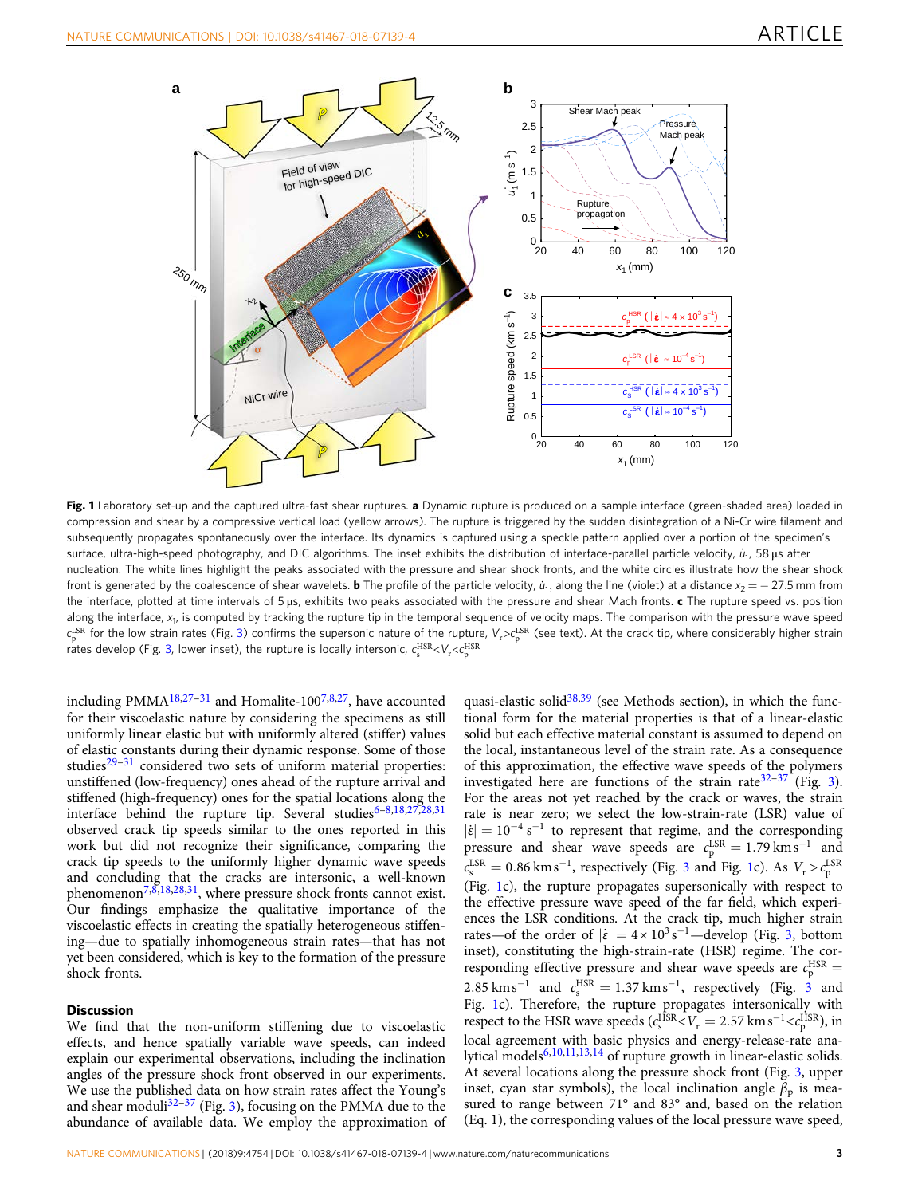**Fig. 1** Laboratory set-up and the captured ultra-fast shear ruptures. **a** Dynamic rupture is produced on a sample interface (green-shaded area) loaded in compression and shear by a compressive vertical load (yellow arrows). The rupture is triggered by the sudden disintegration of a Ni-Cr wire filament and subsequently propagates spontaneously over the interface. Its dynamics is captured using a speckle pattern applied over a portion of the specimen's surface, ultra-high-speed photography, and DIC algorithms. The inset exhibits the distribution of interface-parallel particle velocity, $\dot{u}_1$, 58 μs after nucleation. The white lines highlight the peaks associated with the pressure and shear shock fronts, and the white circles illustrate how the shear shock front is generated by the coalescence of shear wavelets. **b** The profile of the particle velocity, $\dot{u}_1$, along the line (violet) at a distance $x_2 = -27.5$ mm from the interface, plotted at time intervals of 5 μs, exhibits two peaks associated with the pressure and shear Mach fronts. **c** The rupture speed vs. position along the interface, $x_1$, is computed by tracking the rupture tip in the temporal sequence of velocity maps. The comparison with the pressure wave speed $c_p^{LSR}$ for the low strain rates (Fig. 3) confirms the supersonic nature of the rupture, $V_r > c_p^{LSR}$ (see text). At the crack tip, where considerably higher strain rates develop (Fig. 3, lower inset), the rupture is locally intersonic, $c_s^{HSR} < V_r < c_p^{HSR}$

including PMMA[18,27–31] and Homalite-100[7,8,27], have accounted for their viscoelastic nature by considering the specimens as still uniformly linear elastic but with uniformly altered (stiffer) values of elastic constants during their dynamic response. Some of those studies[29–31] considered two sets of uniform material properties: unstiffened (low-frequency) ones ahead of the rupture arrival and stiffened (high-frequency) ones for the spatial locations along the interface behind the rupture tip. Several studies[6–8,18,27,28,31] observed crack tip speeds similar to the ones reported in this work but did not recognize their significance, comparing the crack tip speeds to the uniformly higher dynamic wave speeds and concluding that the cracks are intersonic, a well-known phenomenon[7,8,18,28,31], where pressure shock fronts cannot exist. Our findings emphasize the qualitative importance of the viscoelastic effects in creating the spatially heterogeneous stiffening—due to spatially inhomogeneous strain rates—that has not yet been considered, which is key to the formation of the pressure shock fronts.

## Discussion

We find that the non-uniform stiffening due to viscoelastic effects, and hence spatially variable wave speeds, can indeed explain our experimental observations, including the inclination angles of the pressure shock front observed in our experiments. We use the published data on how strain rates affect the Young's and shear moduli[32–37] (Fig. 3), focusing on the PMMA due to the abundance of available data. We employ the approximation of quasi-elastic solid[38,39] (see Methods section), in which the functional form for the material properties is that of a linear-elastic solid but each effective material constant is assumed to depend on the local, instantaneous level of the strain rate. As a consequence of this approximation, the effective wave speeds of the polymers investigated here are functions of the strain rate[32–37] (Fig. 3). For the areas not yet reached by the crack or waves, the strain rate is near zero; we select the low-strain-rate (LSR) value of $|\dot{\varepsilon}| = 10^{-4}\ \mathrm{s}^{-1}$ to represent that regime, and the corresponding pressure and shear wave speeds are $c_p^{LSR} = 1.79\ \mathrm{km\,s^{-1}}$ and $c_s^{LSR} = 0.86\ \mathrm{km\,s^{-1}}$, respectively (Fig. 3 and Fig. 1c). As $V_r > c_p^{LSR}$ (Fig. 1c), the rupture propagates supersonically with respect to the effective pressure wave speed of the far field, which experiences the LSR conditions. At the crack tip, much higher strain rates—of the order of $|\dot{\varepsilon}| = 4\times 10^{3}\ \mathrm{s}^{-1}$—develop (Fig. 3, bottom inset), constituting the high-strain-rate (HSR) regime. The corresponding effective pressure and shear wave speeds are $c_p^{HSR} = 2.85\ \mathrm{km\,s^{-1}}$ and $c_s^{HSR} = 1.37\ \mathrm{km\,s^{-1}}$, respectively (Fig. 3 and Fig. 1c). Therefore, the rupture propagates intersonically with respect to the HSR wave speeds ($c_s^{HSR} < V_r = 2.57\ \mathrm{km\,s^{-1}} < c_p^{HSR}$), in local agreement with basic physics and energy-release-rate analytical models[6,10,11,13,14] of rupture growth in linear-elastic solids. At several locations along the pressure shock front (Fig. 3, upper inset, cyan star symbols), the local inclination angle $\beta_p$ is measured to range between 71° and 83° and, based on the relation (Eq. 1), the corresponding values of the local pressure wave speed,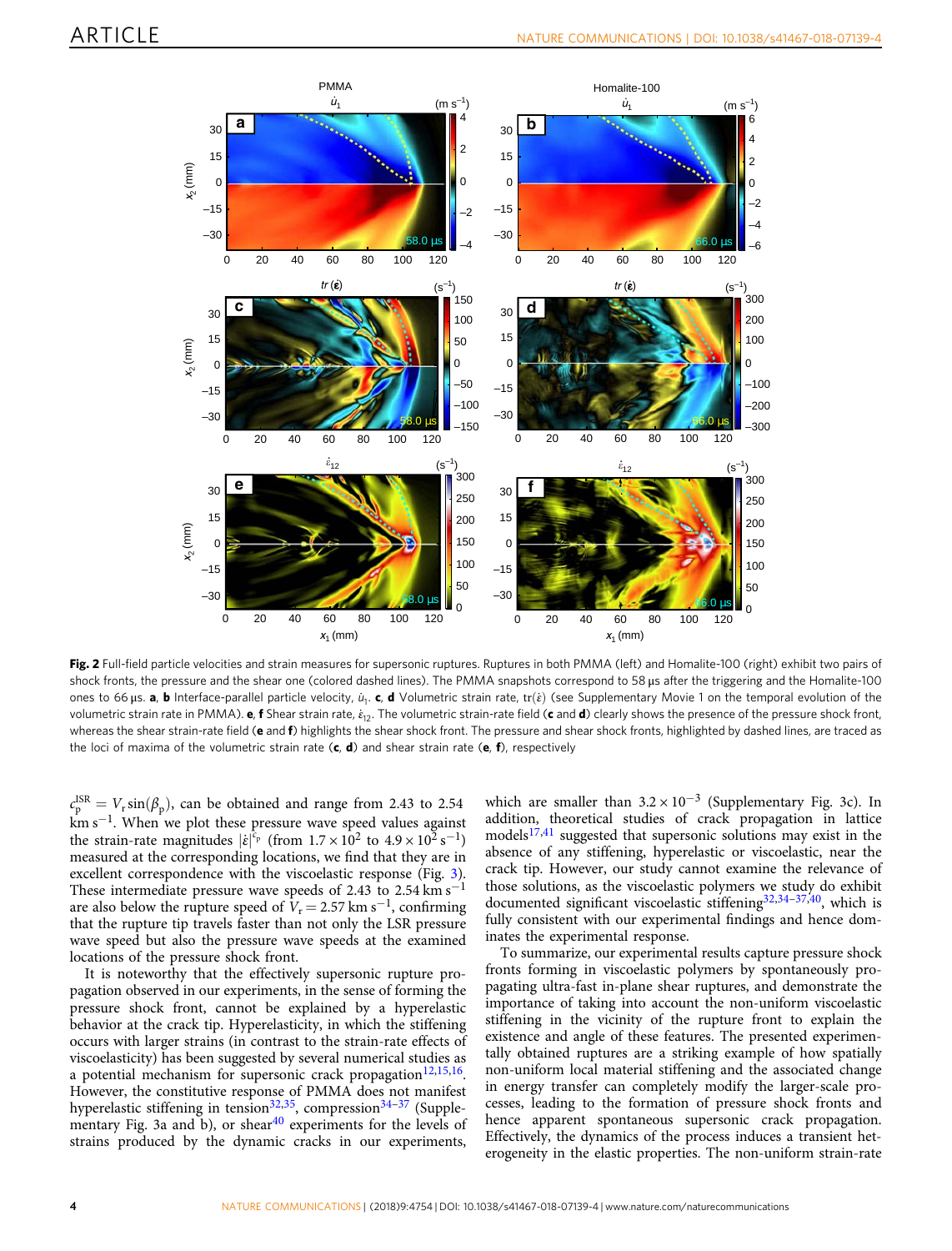**Fig. 2** Full-field particle velocities and strain measures for supersonic ruptures. Ruptures in both PMMA (left) and Homalite-100 (right) exhibit two pairs of shock fronts, the pressure and the shear one (colored dashed lines). The PMMA snapshots correspond to 58 μs after the triggering and the Homalite-100 ones to 66 μs. **a**, **b** Interface-parallel particle velocity, $\dot{u}_1$. **c**, **d** Volumetric strain rate, $\mathrm{tr}(\dot{\varepsilon})$ (see Supplementary Movie 1 on the temporal evolution of the volumetric strain rate in PMMA). **e**, **f** Shear strain rate, $\dot{\varepsilon}_{12}$. The volumetric strain-rate field (**c** and **d**) clearly shows the presence of the pressure shock front, whereas the shear strain-rate field (**e** and **f**) highlights the shear shock front. The pressure and shear shock fronts, highlighted by dashed lines, are traced as the loci of maxima of the volumetric strain rate (**c**, **d**) and shear strain rate (**e**, **f**), respectively

$c_p^{\mathrm{ISR}} = V_r \sin(\beta_p)$, can be obtained and range from 2.43 to 2.54 km s$^{-1}$. When we plot these pressure wave speed values against the strain-rate magnitudes $|\dot{\varepsilon}|^{c_p}$ (from $1.7 \times 10^2$ to $4.9 \times 10^2$ s$^{-1}$) measured at the corresponding locations, we find that they are in excellent correspondence with the viscoelastic response (Fig. 3). These intermediate pressure wave speeds of 2.43 to 2.54 km s$^{-1}$ are also below the rupture speed of $V_r = 2.57$ km s$^{-1}$, confirming that the rupture tip travels faster than not only the LSR pressure wave speed but also the pressure wave speeds at the examined locations of the pressure shock front.

It is noteworthy that the effectively supersonic rupture propagation observed in our experiments, in the sense of forming the pressure shock front, cannot be explained by a hyperelastic behavior at the crack tip. Hyperelasticity, in which the stiffening occurs with larger strains (in contrast to the strain-rate effects of viscoelasticity) has been suggested by several numerical studies as a potential mechanism for supersonic crack propagation[12,15,16]. However, the constitutive response of PMMA does not manifest hyperelastic stiffening in tension[32,35], compression[34–37] (Supplementary Fig. 3a and b), or shear[40] experiments for the levels of strains produced by the dynamic cracks in our experiments, which are smaller than $3.2 \times 10^{-3}$ (Supplementary Fig. 3c). In addition, theoretical studies of crack propagation in lattice models[17,41] suggested that supersonic solutions may exist in the absence of any stiffening, hyperelastic or viscoelastic, near the crack tip. However, our study cannot examine the relevance of those solutions, as the viscoelastic polymers we study do exhibit documented significant viscoelastic stiffening[32,34–37,40], which is fully consistent with our experimental findings and hence dominates the experimental response.

To summarize, our experimental results capture pressure shock fronts forming in viscoelastic polymers by spontaneously propagating ultra-fast in-plane shear ruptures, and demonstrate the importance of taking into account the non-uniform viscoelastic stiffening in the vicinity of the rupture front to explain the existence and angle of these features. The presented experimentally obtained ruptures are a striking example of how spatially non-uniform local material stiffening and the associated change in energy transfer can completely modify the larger-scale processes, leading to the formation of pressure shock fronts and hence apparent spontaneous supersonic crack propagation. Effectively, the dynamics of the process induces a transient heterogeneity in the elastic properties. The non-uniform strain-rate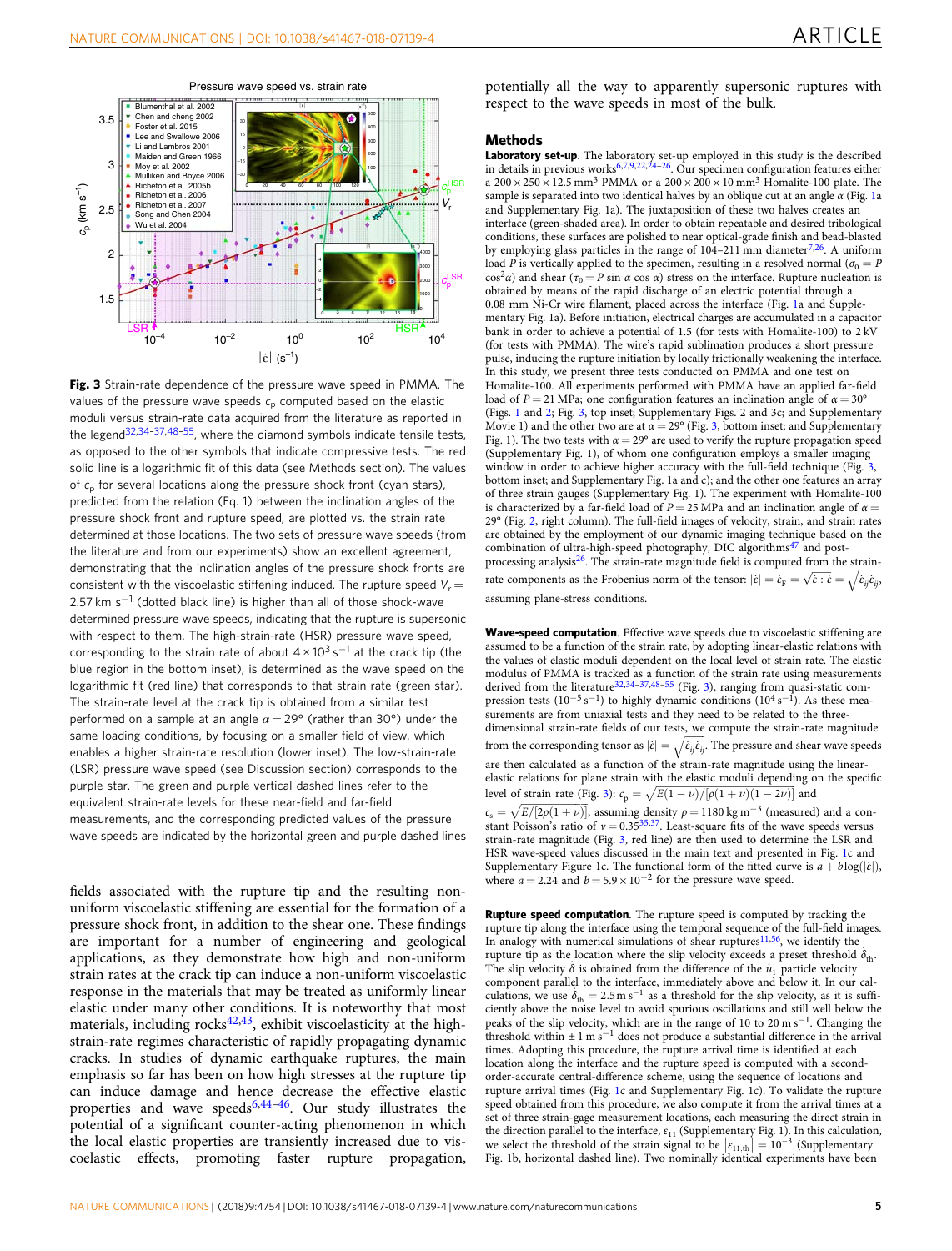**Fig. 3** Strain-rate dependence of the pressure wave speed in PMMA. The values of the pressure wave speeds $c_p$ computed based on the elastic moduli versus strain-rate data acquired from the literature as reported in the legend[32,34–37,48–55], where the diamond symbols indicate tensile tests, as opposed to the other symbols that indicate compressive tests. The red solid line is a logarithmic fit of this data (see Methods section). The values of $c_p$ for several locations along the pressure shock front (cyan stars), predicted from the relation (Eq. 1) between the inclination angles of the pressure shock front and rupture speed, are plotted vs. the strain rate determined at those locations. The two sets of pressure wave speeds (from the literature and from our experiments) show an excellent agreement, demonstrating that the inclination angles of the pressure shock fronts are consistent with the viscoelastic stiffening induced. The rupture speed $V_r$ = 2.57 km s$^{-1}$ (dotted black line) is higher than all of those shock-wave determined pressure wave speeds, indicating that the rupture is supersonic with respect to them. The high-strain-rate (HSR) pressure wave speed, corresponding to the strain rate of about $4 \times 10^3$ s$^{-1}$ at the crack tip (the blue region in the bottom inset), is determined as the wave speed on the logarithmic fit (red line) that corresponds to that strain rate (green star). The strain-rate level at the crack tip is obtained from a similar test performed on a sample at an angle $\alpha = 29°$ (rather than 30°) under the same loading conditions, by focusing on a smaller field of view, which enables a higher strain-rate resolution (lower inset). The low-strain-rate (LSR) pressure wave speed (see Discussion section) corresponds to the purple star. The green and purple vertical dashed lines refer to the equivalent strain-rate levels for these near-field and far-field measurements, and the corresponding predicted values of the pressure wave speeds are indicated by the horizontal green and purple dashed lines

fields associated with the rupture tip and the resulting non-uniform viscoelastic stiffening are essential for the formation of a pressure shock front, in addition to the shear one. These findings are important for a number of engineering and geological applications, as they demonstrate how high and non-uniform strain rates at the crack tip can induce a non-uniform viscoelastic response in the materials that may be treated as uniformly linear elastic under many other conditions. It is noteworthy that most materials, including rocks[42,43], exhibit viscoelasticity at the high-strain-rate regimes characteristic of rapidly propagating dynamic cracks. In studies of dynamic earthquake ruptures, the main emphasis so far has been on how high stresses at the rupture tip can induce damage and hence decrease the effective elastic properties and wave speeds[6,44–46]. Our study illustrates the potential of a significant counter-acting phenomenon in which the local elastic properties are transiently increased due to viscoelastic effects, promoting faster rupture propagation, potentially all the way to apparently supersonic ruptures with respect to the wave speeds in most of the bulk.

## Methods

**Laboratory set-up**. The laboratory set-up employed in this study is the described in details in previous works[6,7,9,22,24–26]. Our specimen configuration features either a 200 × 250 × 12.5 mm$^3$ PMMA or a 200 × 200 × 10 mm$^3$ Homalite-100 plate. The sample is separated into two identical halves by an oblique cut at an angle $\alpha$ (Fig. 1a and Supplementary Fig. 1a). The juxtaposition of these two halves creates an interface (green-shaded area). In order to obtain repeatable and desired tribological conditions, these surfaces are polished to near optical-grade finish and bead-blasted by employing glass particles in the range of 104–211 mm diameter[7,26]. A uniform load $P$ is vertically applied to the specimen, resulting in a resolved normal ($\sigma_0 = P\cos^2\alpha$) and shear ($\tau_0 = P\sin\alpha\cos\alpha$) stress on the interface. Rupture nucleation is obtained by means of the rapid discharge of an electric potential through a 0.08 mm Ni-Cr wire filament, placed across the interface (Fig. 1a and Supplementary Fig. 1a). Before initiation, electrical charges are accumulated in a capacitor bank in order to achieve a potential of 1.5 (for tests with Homalite-100) to 2 kV (for tests with PMMA). The wire's rapid sublimation produces a short pressure pulse, inducing the rupture initiation by locally frictionally weakening the interface. In this study, we present three tests conducted on PMMA and one test on Homalite-100. All experiments performed with PMMA have an applied far-field load of $P$ = 21 MPa; one configuration features an inclination angle of $\alpha = 30°$ (Figs. 1 and 2; Fig. 3, top inset; Supplementary Figs. 2 and 3c; and Supplementary Movie 1) and the other two are at $\alpha = 29°$ (Fig. 3, bottom inset; and Supplementary Fig. 1). The two tests with $\alpha = 29°$ are used to verify the rupture propagation speed (Supplementary Fig. 1), of whom one configuration employs a smaller imaging window in order to achieve higher accuracy with the full-field technique (Fig. 3, bottom inset; and Supplementary Fig. 1a and c); and the other one features an array of three strain gauges (Supplementary Fig. 1). The experiment with Homalite-100 is characterized by a far-field load of $P$ = 25 MPa and an inclination angle of $\alpha$ = 29° (Fig. 2, right column). The full-field images of velocity, strain, and strain rates are obtained by the employment of our dynamic imaging technique based on the combination of ultra-high-speed photography, DIC algorithms[47] and post-processing analysis[26]. The rupture-rate magnitude field is computed from the strain-rate components as the Frobenius norm of the tensor: $|\dot{\varepsilon}| = \dot{\varepsilon}_F = \sqrt{\dot{\varepsilon}:\dot{\varepsilon}} = \sqrt{\dot{\varepsilon}_{ij}\dot{\varepsilon}_{ij}}$, assuming plane-stress conditions.

**Wave-speed computation**. Effective wave speeds due to viscoelastic stiffening are assumed to be a function of the strain rate, by adopting linear-elastic relations with the values of elastic moduli dependent on the local level of strain rate. The elastic modulus of PMMA is tracked as a function of the strain rate using measurements derived from the literature[32,34–37,48–55] (Fig. 3), ranging from quasi-static compression tests ($10^{-5}$ s$^{-1}$) to highly dynamic conditions ($10^4$ s$^{-1}$). As these measurements are from uniaxial tests and they need to be related to the three-dimensional strain-rate fields of our tests, we compute the strain-rate magnitude from the corresponding tensor as $|\dot{\varepsilon}| = \sqrt{\dot{\varepsilon}_{ij}\dot{\varepsilon}_{ij}}$. The pressure and shear wave speeds are then calculated as a function of the strain-rate magnitude using the linear-elastic relations for plane strain with the elastic moduli depending on the specific level of strain rate (Fig. 3): $c_p = \sqrt{E(1-\nu)/[\rho(1+\nu)(1-2\nu)]}$ and $c_s = \sqrt{E/[2\rho(1+\nu)]}$, assuming density $\rho$ = 1180 kg m$^{-3}$ (measured) and a constant Poisson's ratio of $\nu$ = 0.35[35,37]. Least-square fits of the wave speeds versus strain-rate magnitude (Fig. 3, red line) are then used to determine the LSR and HSR wave-speed values discussed in the main text and presented in Fig. 1c and Supplementary Figure 1c. The functional form of the fitted curve is $a + b\log(|\dot{\varepsilon}|)$, where $a$ = 2.24 and $b = 5.9 \times 10^{-2}$ for the pressure wave speed.

**Rupture speed computation**. The rupture speed is computed by tracking the rupture tip along the interface using the temporal sequence of the full-field images. In analogy with numerical simulations of shear ruptures[11,56], we identify the rupture tip as the location where the slip velocity exceeds a preset threshold $\dot{\delta}_{th}$. The slip velocity $\dot{\delta}$ is obtained from the difference of the $\dot{u}_1$ particle velocity component parallel to the interface, immediately above and below it. In our calculations, we use $\dot{\delta}_{th}$ = 2.5 m s$^{-1}$ as a threshold for the slip velocity, as it is sufficiently above the noise level to avoid spurious oscillations and still well below the peaks of the slip velocity, which are in the range of 10 to 20 m s$^{-1}$. Changing the threshold within ±1 m s$^{-1}$ does not produce a substantial difference in the arrival times. Adopting this procedure, the rupture arrival time is identified at each location along the interface and the rupture speed is computed with a second-order-accurate central-difference scheme, using the sequence of locations and rupture arrival times (Fig. 1c and Supplementary Fig. 1c). To validate the rupture speed obtained from this procedure, we also compute it from the arrival times at a set of three strain-gage measurement locations, each measuring the direct strain in the direction parallel to the interface, $\varepsilon_{11}$ (Supplementary Fig. 1). In this calculation, we select the threshold of the strain signal to be $|\varepsilon_{11,th}| = 10^{-3}$ (Supplementary Fig. 1b, horizontal dashed line). Two nominally identical experiments have been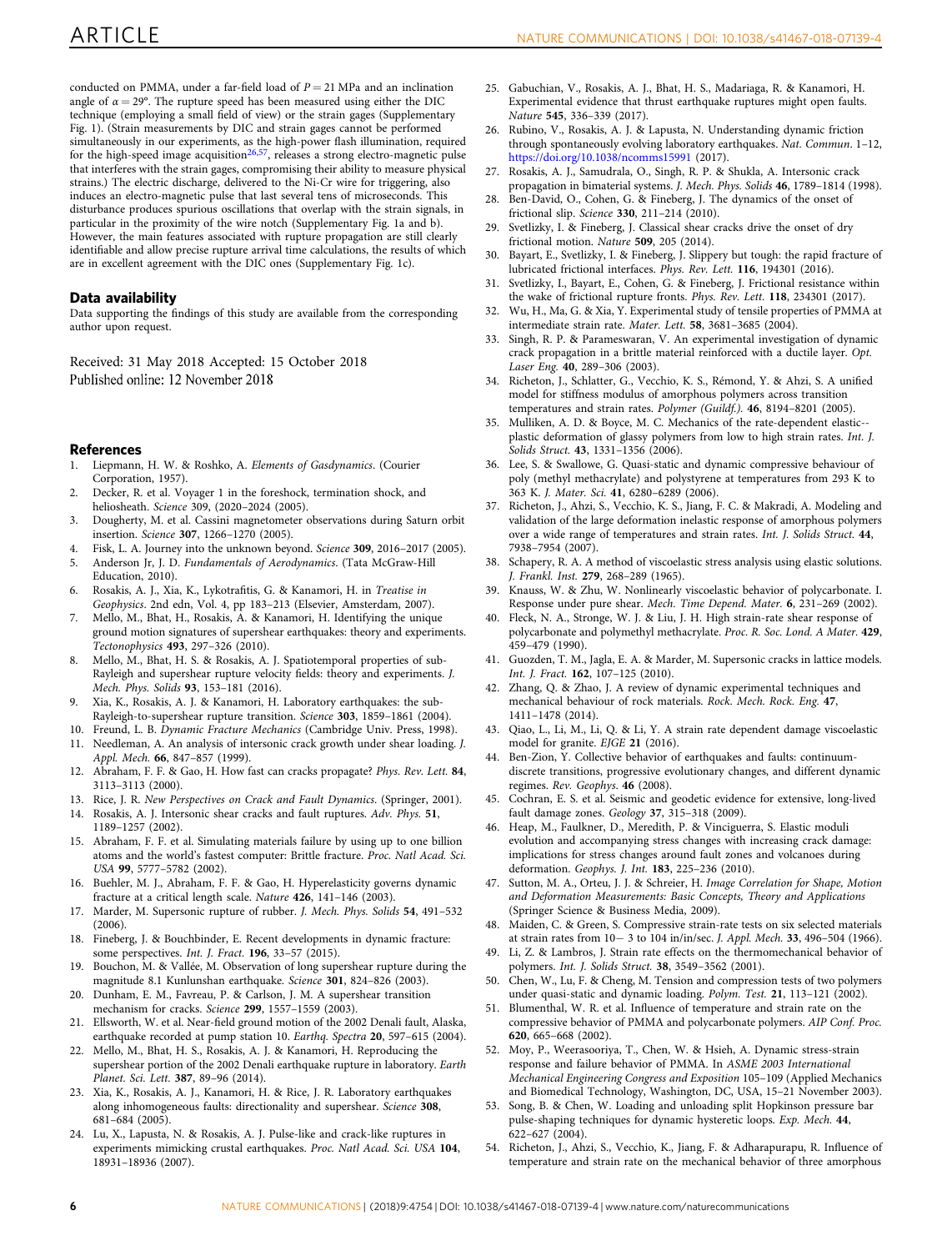conducted on PMMA, under a far-field load of $P = 21$ MPa and an inclination angle of $\alpha = 29°$. The rupture speed has been measured using either the DIC technique (employing a small field of view) or the strain gages (Supplementary Fig. 1). (Strain measurements by DIC and strain gages cannot be performed simultaneously in our experiments, as the high-power flash illumination, required for the high-speed image acquisition[26,57], releases a strong electro-magnetic pulse that interferes with the strain gages, compromising their ability to measure physical strains.) The electric discharge, delivered to the Ni-Cr wire for triggering, also induces an electro-magnetic pulse that last several tens of microseconds. This disturbance produces spurious oscillations that overlap with the strain signals, in particular in the proximity of the wire notch (Supplementary Fig. 1a and b). However, the main features associated with rupture propagation are still clearly identifiable and allow precise rupture arrival time calculations, the results of which are in excellent agreement with the DIC ones (Supplementary Fig. 1c).

## Data availability

Data supporting the findings of this study are available from the corresponding author upon request.

Received: 31 May 2018 Accepted: 15 October 2018
Published online: 12 November 2018

## References

1. Liepmann, H. W. & Roshko, A. *Elements of Gasdynamics*. (Courier Corporation, 1957).
2. Decker, R. et al. Voyager 1 in the foreshock, termination shock, and heliosheath. *Science* 309, (2020–2024 (2005).
3. Dougherty, M. et al. Cassini magnetometer observations during Saturn orbit insertion. *Science* **307**, 1266–1270 (2005).
4. Fisk, L. A. Journey into the unknown beyond. *Science* **309**, 2016–2017 (2005).
5. Anderson Jr, J. D. *Fundamentals of Aerodynamics*. (Tata McGraw-Hill Education, 2010).
6. Rosakis, A. J., Xia, K., Lykotrafitis, G. & Kanamori, H. in *Treatise in Geophysics*. 2nd edn, Vol. 4, pp 183–213 (Elsevier, Amsterdam, 2007).
7. Mello, M., Bhat, H., Rosakis, A. & Kanamori, H. Identifying the unique ground motion signatures of supershear earthquakes: theory and experiments. *Tectonophysics* **493**, 297–326 (2010).
8. Mello, M., Bhat, H. S. & Rosakis, A. J. Spatiotemporal properties of sub-Rayleigh and supershear rupture velocity fields: theory and experiments. *J. Mech. Phys. Solids* **93**, 153–181 (2016).
9. Xia, K., Rosakis, A. J. & Kanamori, H. Laboratory earthquakes: the sub-Rayleigh-to-supershear rupture transition. *Science* **303**, 1859–1861 (2004).
10. Freund, L. B. *Dynamic Fracture Mechanics* (Cambridge Univ. Press, 1998).
11. Needleman, A. An analysis of intersonic crack growth under shear loading. *J. Appl. Mech.* **66**, 847–857 (1999).
12. Abraham, F. F. & Gao, H. How fast can cracks propagate? *Phys. Rev. Lett.* **84**, 3113–3113 (2000).
13. Rice, J. R. *New Perspectives on Crack and Fault Dynamics*. (Springer, 2001).
14. Rosakis, A. J. Intersonic shear cracks and fault ruptures. *Adv. Phys.* **51**, 1189–1257 (2002).
15. Abraham, F. F. et al. Simulating materials failure by using up to one billion atoms and the world's fastest computer: Brittle fracture. *Proc. Natl Acad. Sci. USA* **99**, 5777–5782 (2002).
16. Buehler, M. J., Abraham, F. F. & Gao, H. Hyperelasticity governs dynamic fracture at a critical length scale. *Nature* **426**, 141–146 (2003).
17. Marder, M. Supersonic rupture of rubber. *J. Mech. Phys. Solids* **54**, 491–532 (2006).
18. Fineberg, J. & Bouchbinder, E. Recent developments in dynamic fracture: some perspectives. *Int. J. Fract.* **196**, 33–57 (2015).
19. Bouchon, M. & Vallée, M. Observation of long supershear rupture during the magnitude 8.1 Kunlunshan earthquake. *Science* **301**, 824–826 (2003).
20. Dunham, E. M., Favreau, P. & Carlson, J. M. A supershear transition mechanism for cracks. *Science* **299**, 1557–1559 (2003).
21. Ellsworth, W. et al. Near-field ground motion of the 2002 Denali fault, Alaska, earthquake recorded at pump station 10. *Earthq. Spectra* **20**, 597–615 (2004).
22. Mello, M., Bhat, H. S., Rosakis, A. J. & Kanamori, H. Reproducing the supershear portion of the 2002 Denali earthquake rupture in laboratory. *Earth Planet. Sci. Lett.* **387**, 89–96 (2014).
23. Xia, K., Rosakis, A. J., Kanamori, H. & Rice, J. R. Laboratory earthquakes along inhomogeneous faults: directionality and supershear. *Science* **308**, 681–684 (2005).
24. Lu, X., Lapusta, N. & Rosakis, A. J. Pulse-like and crack-like ruptures in experiments mimicking crustal earthquakes. *Proc. Natl Acad. Sci. USA* **104**, 18931–18936 (2007).
25. Gabuchian, V., Rosakis, A. J., Bhat, H. S., Madariaga, R. & Kanamori, H. Experimental evidence that thrust earthquake ruptures might open faults. *Nature* **545**, 336–339 (2017).
26. Rubino, V., Rosakis, A. J. & Lapusta, N. Understanding dynamic friction through spontaneously evolving laboratory earthquakes. *Nat. Commun.* 1–12, https://doi.org/10.1038/ncomms15991 (2017).
27. Rosakis, A. J., Samudrala, O., Singh, R. P. & Shukla, A. Intersonic crack propagation in bimaterial systems. *J. Mech. Phys. Solids* **46**, 1789–1814 (1998).
28. Ben-David, O., Cohen, G. & Fineberg, J. The dynamics of the onset of frictional slip. *Science* **330**, 211–214 (2010).
29. Svetlizky, I. & Fineberg, J. Classical shear cracks drive the onset of dry frictional motion. *Nature* **509**, 205 (2014).
30. Bayart, E., Svetlizky, I. & Fineberg, J. Slippery but tough: the rapid fracture of lubricated frictional interfaces. *Phys. Rev. Lett.* **116**, 194301 (2016).
31. Svetlizky, I., Bayart, E., Cohen, G. & Fineberg, J. Frictional resistance within the wake of frictional rupture fronts. *Phys. Rev. Lett.* **118**, 234301 (2017).
32. Wu, H., Ma, G. & Xia, Y. Experimental study of tensile properties of PMMA at intermediate strain rate. *Mater. Lett.* **58**, 3681–3685 (2004).
33. Singh, R. P. & Parameswaran, V. An experimental investigation of dynamic crack propagation in a brittle material reinforced with a ductile layer. *Opt. Laser Eng.* **40**, 289–306 (2003).
34. Richeton, J., Schlatter, G., Vecchio, K. S., Rémond, Y. & Ahzi, S. A unified model for stiffness modulus of amorphous polymers across transition temperatures and strain rates. *Polymer (Guildf.)*. **46**, 8194–8201 (2005).
35. Mulliken, A. D. & Boyce, M. C. Mechanics of the rate-dependent elastic--plastic deformation of glassy polymers from low to high strain rates. *Int. J. Solids Struct.* **43**, 1331–1356 (2006).
36. Lee, S. & Swallowe, G. Quasi-static and dynamic compressive behaviour of poly (methyl methacrylate) and polystyrene at temperatures from 293 K to 363 K. *J. Mater. Sci.* **41**, 6280–6289 (2006).
37. Richeton, J., Ahzi, S., Vecchio, K. S., Jiang, F. C. & Makradi, A. Modeling and validation of the large deformation inelastic response of amorphous polymers over a wide range of temperatures and strain rates. *Int. J. Solids Struct.* **44**, 7938–7954 (2007).
38. Schapery, R. A. A method of viscoelastic stress analysis using elastic solutions. *J. Frankl. Inst.* **279**, 268–289 (1965).
39. Knauss, W. & Zhu, W. Nonlinearly viscoelastic behavior of polycarbonate. I. Response under pure shear. *Mech. Time Depend. Mater.* **6**, 231–269 (2002).
40. Fleck, N. A., Stronge, W. J. & Liu, J. H. High strain-rate shear response of polycarbonate and polymethyl methacrylate. *Proc. R. Soc. Lond. A Mater.* **429**, 459–479 (1990).
41. Guozden, T. M., Jagla, E. A. & Marder, M. Supersonic cracks in lattice models. *Int. J. Fract.* **162**, 107–125 (2010).
42. Zhang, Q. & Zhao, J. A review of dynamic experimental techniques and mechanical behaviour of rock materials. *Rock. Mech. Rock. Eng.* **47**, 1411–1478 (2014).
43. Qiao, L., Li, M., Li, Q. & Li, Y. A strain rate dependent damage viscoelastic model for granite. *EJGE* **21** (2016).
44. Ben-Zion, Y. Collective behavior of earthquakes and faults: continuum-discrete transitions, progressive evolutionary changes, and different dynamic regimes. *Rev. Geophys.* **46** (2008).
45. Cochran, E. S. et al. Seismic and geodetic evidence for extensive, long-lived fault damage zones. *Geology* **37**, 315–318 (2009).
46. Heap, M., Faulkner, D., Meredith, P. & Vinciguerra, S. Elastic moduli evolution and accompanying stress changes with increasing crack damage: implications for stress changes around fault zones and volcanoes during deformation. *Geophys. J. Int.* **183**, 225–236 (2010).
47. Sutton, M. A., Orteu, J. J. & Schreier, H. *Image Correlation for Shape, Motion and Deformation Measurements: Basic Concepts, Theory and Applications* (Springer Science & Business Media, 2009).
48. Maiden, C. & Green, S. Compressive strain-rate tests on six selected materials at strain rates from 10− 3 to 104 in/in/sec. *J. Appl. Mech.* **33**, 496–504 (1966).
49. Li, Z. & Lambros, J. Strain rate effects on the thermomechanical behavior of polymers. *Int. J. Solids Struct.* **38**, 3549–3562 (2001).
50. Chen, W., Lu, F. & Cheng, M. Tension and compression tests of two polymers under quasi-static and dynamic loading. *Polym. Test.* **21**, 113–121 (2002).
51. Blumenthal, W. R. et al. Influence of temperature and strain rate on the compressive behavior of PMMA and polycarbonate polymers. *AIP Conf. Proc.* **620**, 665–668 (2002).
52. Moy, P., Weerasooriya, T., Chen, W. & Hsieh, A. Dynamic stress-strain response and failure behavior of PMMA. In *ASME 2003 International Mechanical Engineering Congress and Exposition* 105–109 (Applied Mechanics and Biomedical Technology, Washington, DC, USA, 15–21 November 2003).
53. Song, B. & Chen, W. Loading and unloading split Hopkinson pressure bar pulse-shaping techniques for dynamic hysteretic loops. *Exp. Mech.* **44**, 622–627 (2004).
54. Richeton, J., Ahzi, S., Vecchio, K., Jiang, F. & Adharapurapu, R. Influence of temperature and strain rate on the mechanical behavior of three amorphous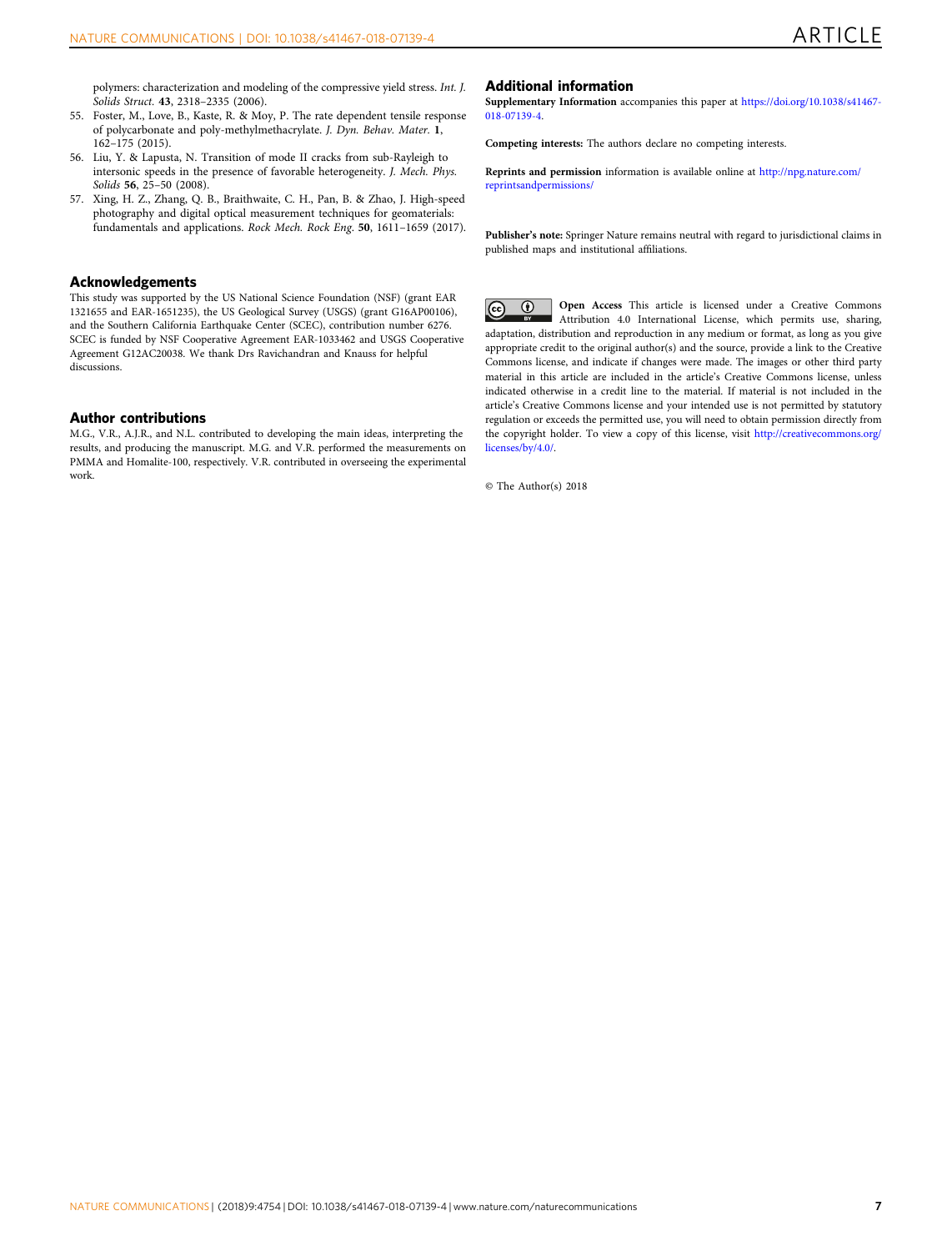polymers: characterization and modeling of the compressive yield stress. *Int. J. Solids Struct.* **43**, 2318–2335 (2006).

55. Foster, M., Love, B., Kaste, R. & Moy, P. The rate dependent tensile response of polycarbonate and poly-methylmethacrylate. *J. Dyn. Behav. Mater.* **1**, 162–175 (2015).
56. Liu, Y. & Lapusta, N. Transition of mode II cracks from sub-Rayleigh to intersonic speeds in the presence of favorable heterogeneity. *J. Mech. Phys. Solids* **56**, 25–50 (2008).
57. Xing, H. Z., Zhang, Q. B., Braithwaite, C. H., Pan, B. & Zhao, J. High-speed photography and digital optical measurement techniques for geomaterials: fundamentals and applications. *Rock Mech. Rock Eng.* **50**, 1611–1659 (2017).

## Acknowledgements

This study was supported by the US National Science Foundation (NSF) (grant EAR 1321655 and EAR-1651235), the US Geological Survey (USGS) (grant G16AP00106), and the Southern California Earthquake Center (SCEC), contribution number 6276. SCEC is funded by NSF Cooperative Agreement EAR-1033462 and USGS Cooperative Agreement G12AC20038. We thank Drs Ravichandran and Knauss for helpful discussions.

## Author contributions

M.G., V.R., A.J.R., and N.L. contributed to developing the main ideas, interpreting the results, and producing the manuscript. M.G. and V.R. performed the measurements on PMMA and Homalite-100, respectively. V.R. contributed in overseeing the experimental work.

## Additional information

**Supplementary Information** accompanies this paper at https://doi.org/10.1038/s41467-018-07139-4.

**Competing interests:** The authors declare no competing interests.

**Reprints and permission** information is available online at http://npg.nature.com/reprintsandpermissions/

**Publisher's note:** Springer Nature remains neutral with regard to jurisdictional claims in published maps and institutional affiliations.

**Open Access** This article is licensed under a Creative Commons Attribution 4.0 International License, which permits use, sharing, adaptation, distribution and reproduction in any medium or format, as long as you give appropriate credit to the original author(s) and the source, provide a link to the Creative Commons license, and indicate if changes were made. The images or other third party material in this article are included in the article's Creative Commons license, unless indicated otherwise in a credit line to the material. If material is not included in the article's Creative Commons license and your intended use is not permitted by statutory regulation or exceeds the permitted use, you will need to obtain permission directly from the copyright holder. To view a copy of this license, visit http://creativecommons.org/licenses/by/4.0/.

© The Author(s) 2018